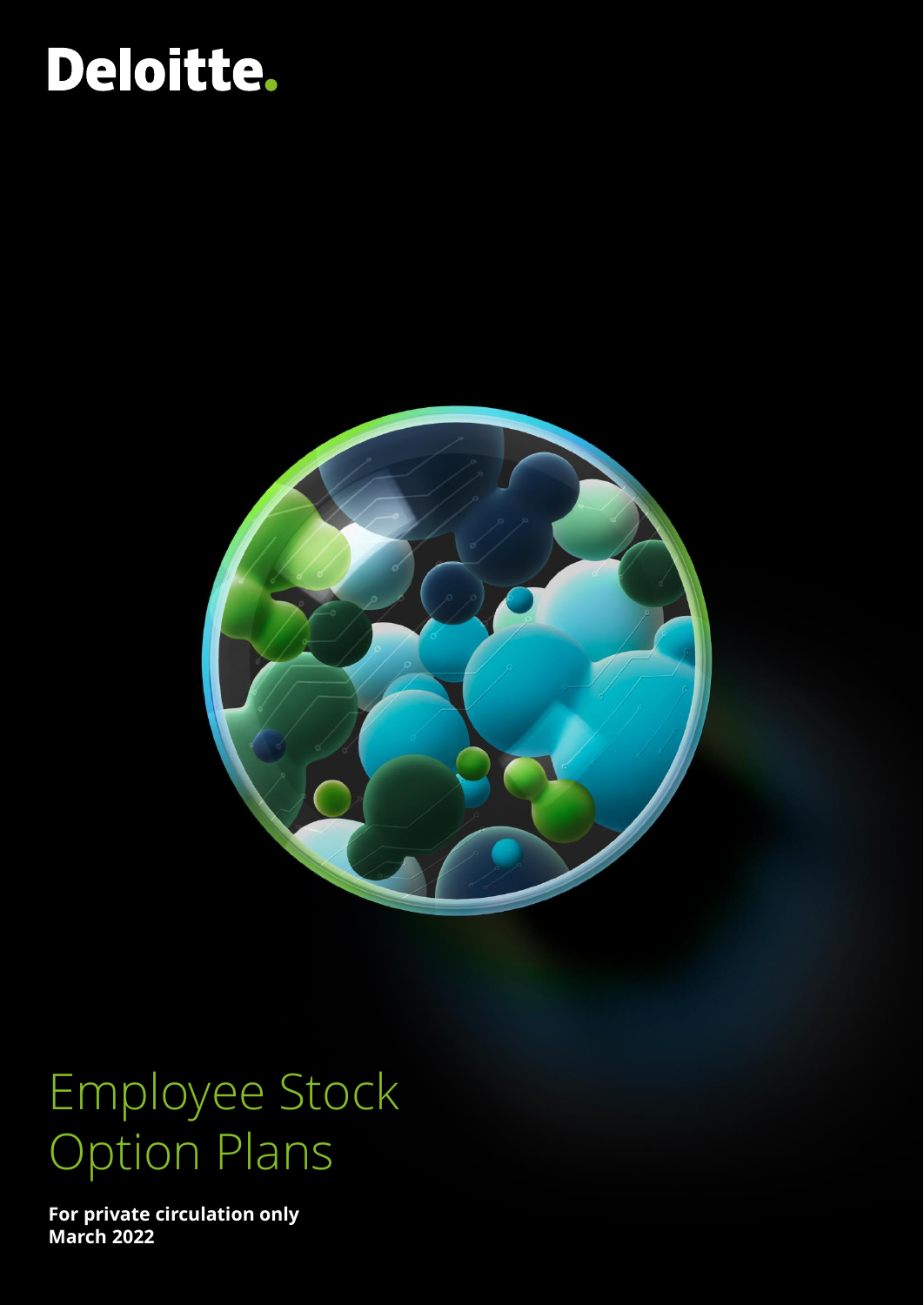Deloitte.

# Employee Stock Option Plans

**For private circulation only**
**March 2022**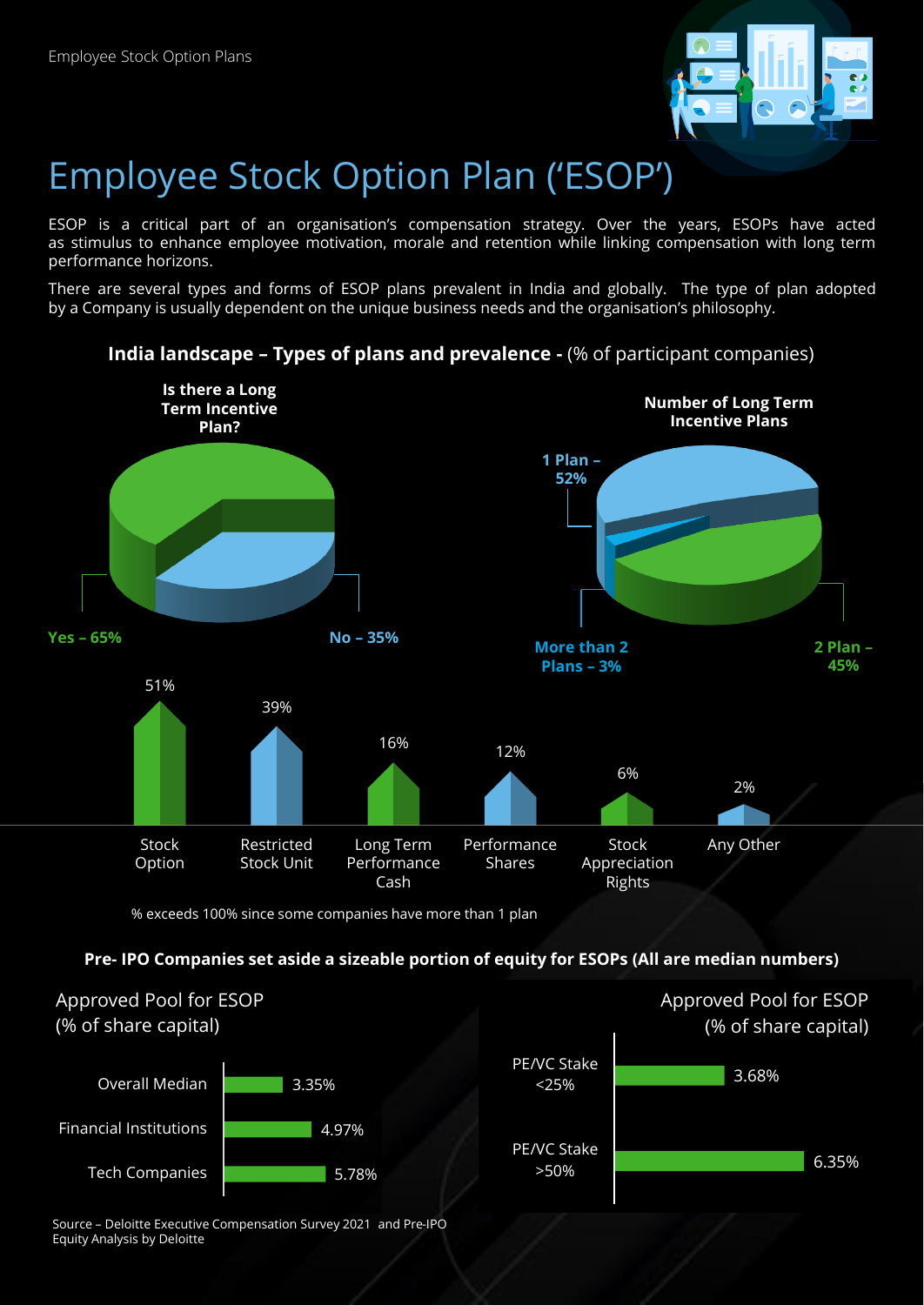# Employee Stock Option Plan ('ESOP')

ESOP is a critical part of an organisation's compensation strategy. Over the years, ESOPs have acted as stimulus to enhance employee motivation, morale and retention while linking compensation with long term performance horizons.

There are several types and forms of ESOP plans prevalent in India and globally. The type of plan adopted by a Company is usually dependent on the unique business needs and the organisation's philosophy.

### India landscape – Types of plans and prevalence - (% of participant companies)

**Is there a Long Term Incentive Plan?**

| Response | % |
|---|---|
| Yes | 65% |
| No | 35% |

**Number of Long Term Incentive Plans**

| Number of plans | % |
|---|---|
| 1 Plan | 52% |
| 2 Plan | 45% |
| More than 2 Plans | 3% |

| Type of plan | % |
|---|---|
| Stock Option | 51% |
| Restricted Stock Unit | 39% |
| Long Term Performance Cash | 16% |
| Performance Shares | 12% |
| Stock Appreciation Rights | 6% |
| Any Other | 2% |

% exceeds 100% since some companies have more than 1 plan

### Pre- IPO Companies set aside a sizeable portion of equity for ESOPs (All are median numbers)

**Approved Pool for ESOP (% of share capital)**

| Category | % of share capital |
|---|---|
| Overall Median | 3.35% |
| Financial Institutions | 4.97% |
| Tech Companies | 5.78% |

**Approved Pool for ESOP (% of share capital)**

| Category | % of share capital |
|---|---|
| PE/VC Stake <25% | 3.68% |
| PE/VC Stake >50% | 6.35% |

Source – Deloitte Executive Compensation Survey 2021 and Pre-IPO Equity Analysis by Deloitte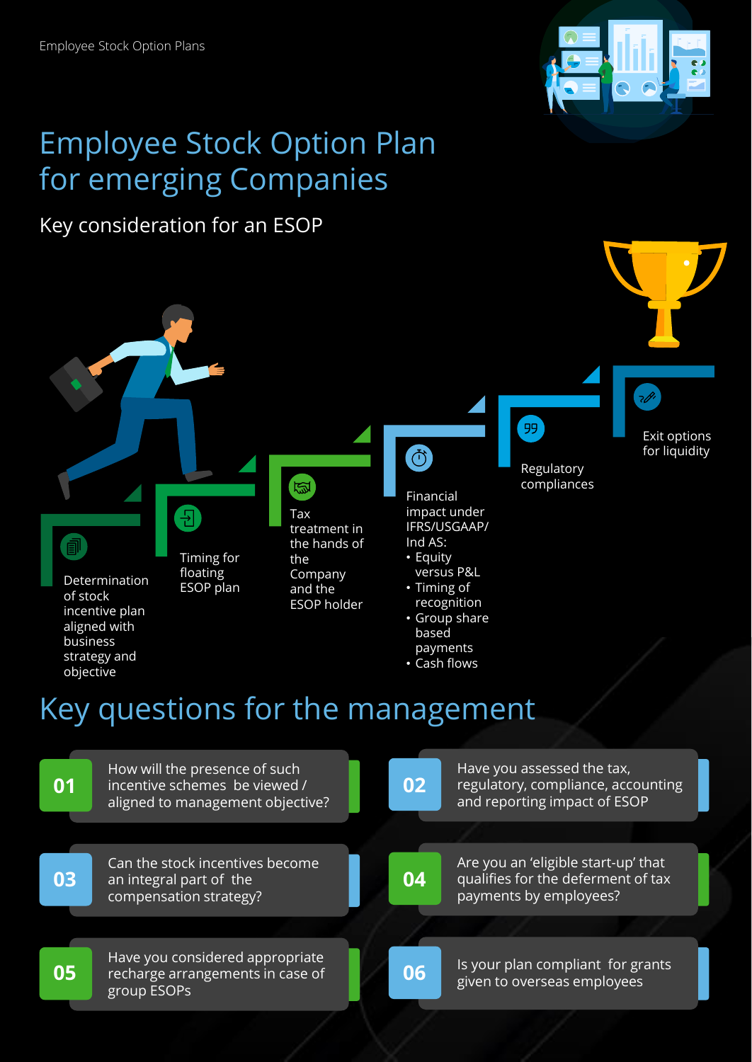# Employee Stock Option Plan for emerging Companies

## Key consideration for an ESOP

- Determination of stock incentive plan aligned with business strategy and objective
- Timing for floating ESOP plan
- Tax treatment in the hands of the the Company and the ESOP holder
- Financial impact under IFRS/USGAAP/ Ind AS:
  - Equity versus P&L
  - Timing of recognition
  - Group share based payments
  - Cash flows
- Regulatory compliances
- Exit options for liquidity

## Key questions for the management

**01** How will the presence of such incentive schemes be viewed / aligned to management objective?

**02** Have you assessed the tax, regulatory, compliance, accounting and reporting impact of ESOP

**03** Can the stock incentives become an integral part of the compensation strategy?

**04** Are you an 'eligible start-up' that qualifies for the deferment of tax payments by employees?

**05** Have you considered appropriate recharge arrangements in case of group ESOPs

**06** Is your plan compliant for grants given to overseas employees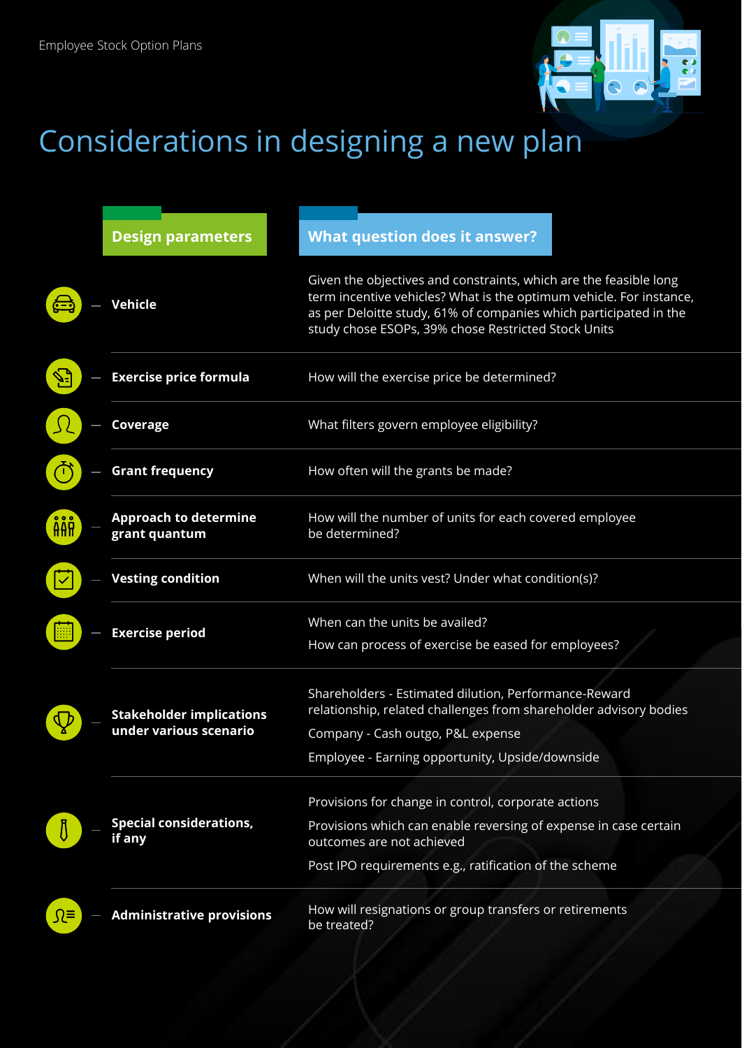# Considerations in designing a new plan

| Design parameters | What question does it answer? |
| --- | --- |
| **Vehicle** | Given the objectives and constraints, which are the feasible long term incentive vehicles? What is the optimum vehicle. For instance, as per Deloitte study, 61% of companies which participated in the study chose ESOPs, 39% chose Restricted Stock Units |
| **Exercise price formula** | How will the exercise price be determined? |
| **Coverage** | What filters govern employee eligibility? |
| **Grant frequency** | How often will the grants be made? |
| **Approach to determine grant quantum** | How will the number of units for each covered employee be determined? |
| **Vesting condition** | When will the units vest? Under what condition(s)? |
| **Exercise period** | When can the units be availed?<br>How can process of exercise be eased for employees? |
| **Stakeholder implications under various scenario** | Shareholders - Estimated dilution, Performance-Reward relationship, related challenges from shareholder advisory bodies<br>Company - Cash outgo, P&L expense<br>Employee - Earning opportunity, Upside/downside |
| **Special considerations, if any** | Provisions for change in control, corporate actions<br>Provisions which can enable reversing of expense in case certain outcomes are not achieved<br>Post IPO requirements e.g., ratification of the scheme |
| **Administrative provisions** | How will resignations or group transfers or retirements be treated? |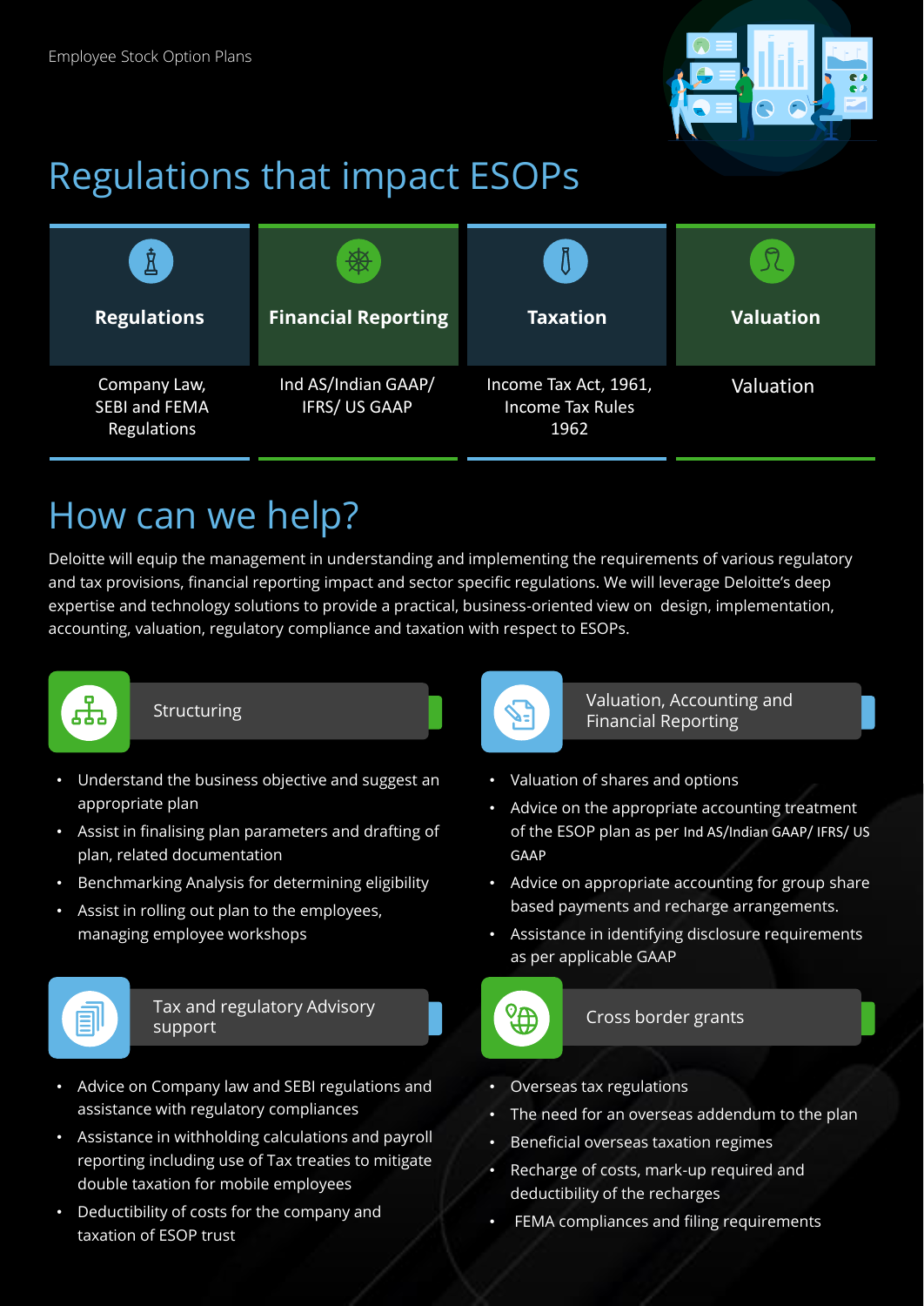# Regulations that impact ESOPs

| Regulations | Financial Reporting | Taxation | Valuation |
|---|---|---|---|
| Company Law, SEBI and FEMA Regulations | Ind AS/Indian GAAP/ IFRS/ US GAAP | Income Tax Act, 1961, Income Tax Rules 1962 | Valuation |

# How can we help?

Deloitte will equip the management in understanding and implementing the requirements of various regulatory and tax provisions, financial reporting impact and sector specific regulations. We will leverage Deloitte's deep expertise and technology solutions to provide a practical, business-oriented view on design, implementation, accounting, valuation, regulatory compliance and taxation with respect to ESOPs.

### Structuring

- Understand the business objective and suggest an appropriate plan
- Assist in finalising plan parameters and drafting of plan, related documentation
- Benchmarking Analysis for determining eligibility
- Assist in rolling out plan to the employees, managing employee workshops

### Tax and regulatory Advisory support

- Advice on Company law and SEBI regulations and assistance with regulatory compliances
- Assistance in withholding calculations and payroll reporting including use of Tax treaties to mitigate double taxation for mobile employees
- Deductibility of costs for the company and taxation of ESOP trust

### Valuation, Accounting and Financial Reporting

- Valuation of shares and options
- Advice on the appropriate accounting treatment of the ESOP plan as per Ind AS/Indian GAAP/ IFRS/ US GAAP
- Advice on appropriate accounting for group share based payments and recharge arrangements.
- Assistance in identifying disclosure requirements as per applicable GAAP

### Cross border grants

- Overseas tax regulations
- The need for an overseas addendum to the plan
- Beneficial overseas taxation regimes
- Recharge of costs, mark-up required and deductibility of the recharges
- FEMA compliances and filing requirements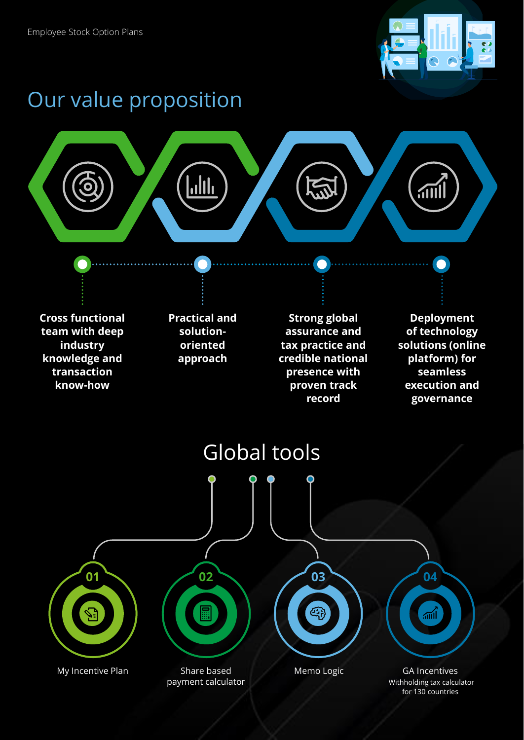## Our value proposition

**Cross functional team with deep industry knowledge and transaction know-how**

**Practical and solution-oriented approach**

**Strong global assurance and tax practice and credible national presence with proven track record**

**Deployment of technology solutions (online platform) for seamless execution and governance**

## Global tools

01 My Incentive Plan

02 Share based payment calculator

03 Memo Logic

04 GA Incentives
Withholding tax calculator for 130 countries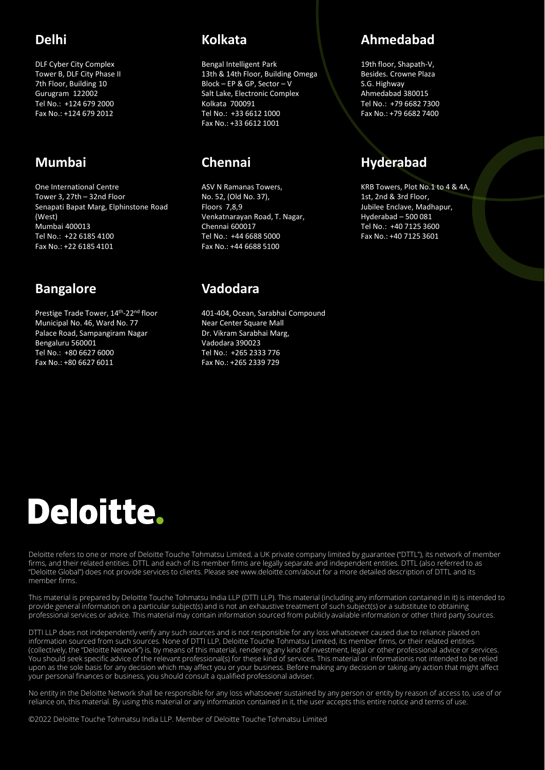## Delhi

DLF Cyber City Complex
Tower B, DLF City Phase II
7th Floor, Building 10
Gurugram 122002
Tel No.: +124 679 2000
Fax No.: +124 679 2012

## Kolkata

Bengal Intelligent Park
13th & 14th Floor, Building Omega
Block – EP & GP, Sector – V
Salt Lake, Electronic Complex
Kolkata 700091
Tel No.: +33 6612 1000
Fax No.: +33 6612 1001

## Ahmedabad

19th floor, Shapath-V,
Besides. Crowne Plaza
S.G. Highway
Ahmedabad 380015
Tel No.: +79 6682 7300
Fax No.: +79 6682 7400

## Mumbai

One International Centre
Tower 3, 27th – 32nd Floor
Senapati Bapat Marg, Elphinstone Road (West)
Mumbai 400013
Tel No.: +22 6185 4100
Fax No.: +22 6185 4101

## Chennai

ASV N Ramanas Towers,
No. 52, (Old No. 37),
Floors 7,8,9
Venkatnarayan Road, T. Nagar,
Chennai 600017
Tel No.: +44 6688 5000
Fax No.: +44 6688 5100

## Hyderabad

KRB Towers, Plot No.1 to 4 & 4A,
1st, 2nd & 3rd Floor,
Jubilee Enclave, Madhapur,
Hyderabad – 500 081
Tel No.: +40 7125 3600
Fax No.: +40 7125 3601

## Bangalore

Prestige Trade Tower, 14th-22nd floor
Municipal No. 46, Ward No. 77
Palace Road, Sampangiram Nagar
Bengaluru 560001
Tel No.: +80 6627 6000
Fax No.: +80 6627 6011

## Vadodara

401-404, Ocean, Sarabhai Compound
Near Center Square Mall
Dr. Vikram Sarabhai Marg,
Vadodara 390023
Tel No.: +265 2333 776
Fax No.: +265 2339 729

# Deloitte.

Deloitte refers to one or more of Deloitte Touche Tohmatsu Limited, a UK private company limited by guarantee ("DTTL"), its network of member firms, and their related entities. DTTL and each of its member firms are legally separate and independent entities. DTTL (also referred to as "Deloitte Global") does not provide services to clients. Please see www.deloitte.com/about for a more detailed description of DTTL and its member firms.

This material is prepared by Deloitte Touche Tohmatsu India LLP (DTTI LLP). This material (including any information contained in it) is intended to provide general information on a particular subject(s) and is not an exhaustive treatment of such subject(s) or a substitute to obtaining professional services or advice. This material may contain information sourced from publicly available information or other third party sources.

DTTI LLP does not independently verify any such sources and is not responsible for any loss whatsoever caused due to reliance placed on information sourced from such sources. None of DTTI LLP, Deloitte Touche Tohmatsu Limited, its member firms, or their related entities (collectively, the "Deloitte Network") is, by means of this material, rendering any kind of investment, legal or other professional advice or services. You should seek specific advice of the relevant professional(s) for these kind of services. This material or informationis not intended to be relied upon as the sole basis for any decision which may affect you or your business. Before making any decision or taking any action that might affect your personal finances or business, you should consult a qualified professional adviser.

No entity in the Deloitte Network shall be responsible for any loss whatsoever sustained by any person or entity by reason of access to, use of or reliance on, this material. By using this material or any information contained in it, the user accepts this entire notice and terms of use.

©2022 Deloitte Touche Tohmatsu India LLP. Member of Deloitte Touche Tohmatsu Limited